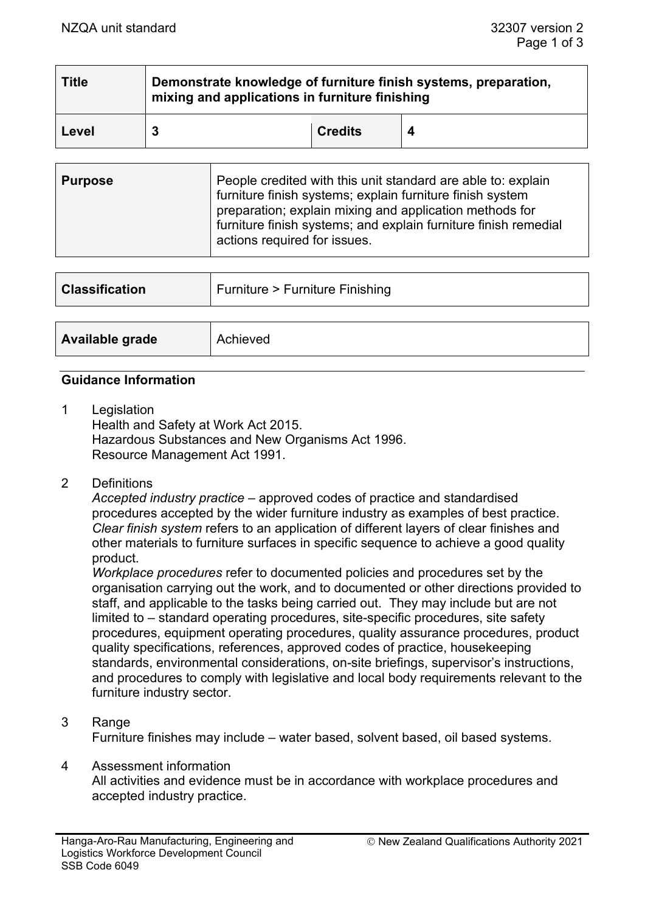| Title | Demonstrate knowledge of furniture finish systems, preparation, mixing and applications in furniture finishing | | |
|---|---|---|---|
| Level | 3 | Credits | 4 |

| Purpose | People credited with this unit standard are able to: explain furniture finish systems; explain furniture finish system preparation; explain mixing and application methods for furniture finish systems; and explain furniture finish remedial actions required for issues. |
|---|---|

| Classification | Furniture > Furniture Finishing |
|---|---|

| Available grade | Achieved |
|---|---|

## Guidance Information

1. Legislation
   Health and Safety at Work Act 2015.
   Hazardous Substances and New Organisms Act 1996.
   Resource Management Act 1991.

2. Definitions
   *Accepted industry practice* – approved codes of practice and standardised procedures accepted by the wider furniture industry as examples of best practice.
   *Clear finish system* refers to an application of different layers of clear finishes and other materials to furniture surfaces in specific sequence to achieve a good quality product.
   *Workplace procedures* refer to documented policies and procedures set by the organisation carrying out the work, and to documented or other directions provided to staff, and applicable to the tasks being carried out. They may include but are not limited to – standard operating procedures, site-specific procedures, site safety procedures, equipment operating procedures, quality assurance procedures, product quality specifications, references, approved codes of practice, housekeeping standards, environmental considerations, on-site briefings, supervisor's instructions, and procedures to comply with legislative and local body requirements relevant to the furniture industry sector.

3. Range
   Furniture finishes may include – water based, solvent based, oil based systems.

4. Assessment information
   All activities and evidence must be in accordance with workplace procedures and accepted industry practice.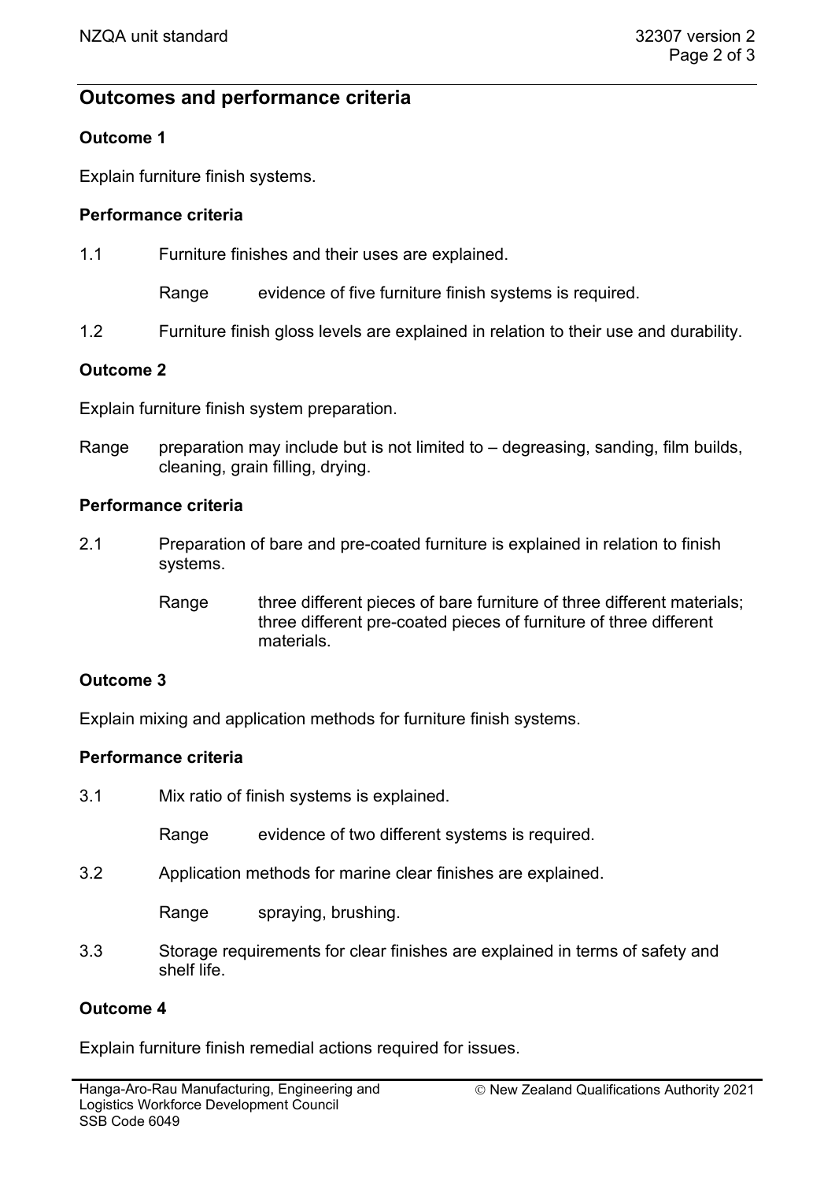## Outcomes and performance criteria

### Outcome 1

Explain furniture finish systems.

#### Performance criteria

1.1 Furniture finishes and their uses are explained.

Range evidence of five furniture finish systems is required.

1.2 Furniture finish gloss levels are explained in relation to their use and durability.

### Outcome 2

Explain furniture finish system preparation.

Range preparation may include but is not limited to – degreasing, sanding, film builds, cleaning, grain filling, drying.

#### Performance criteria

2.1 Preparation of bare and pre-coated furniture is explained in relation to finish systems.

Range three different pieces of bare furniture of three different materials; three different pre-coated pieces of furniture of three different materials.

### Outcome 3

Explain mixing and application methods for furniture finish systems.

#### Performance criteria

3.1 Mix ratio of finish systems is explained.

Range evidence of two different systems is required.

3.2 Application methods for marine clear finishes are explained.

Range spraying, brushing.

3.3 Storage requirements for clear finishes are explained in terms of safety and shelf life.

### Outcome 4

Explain furniture finish remedial actions required for issues.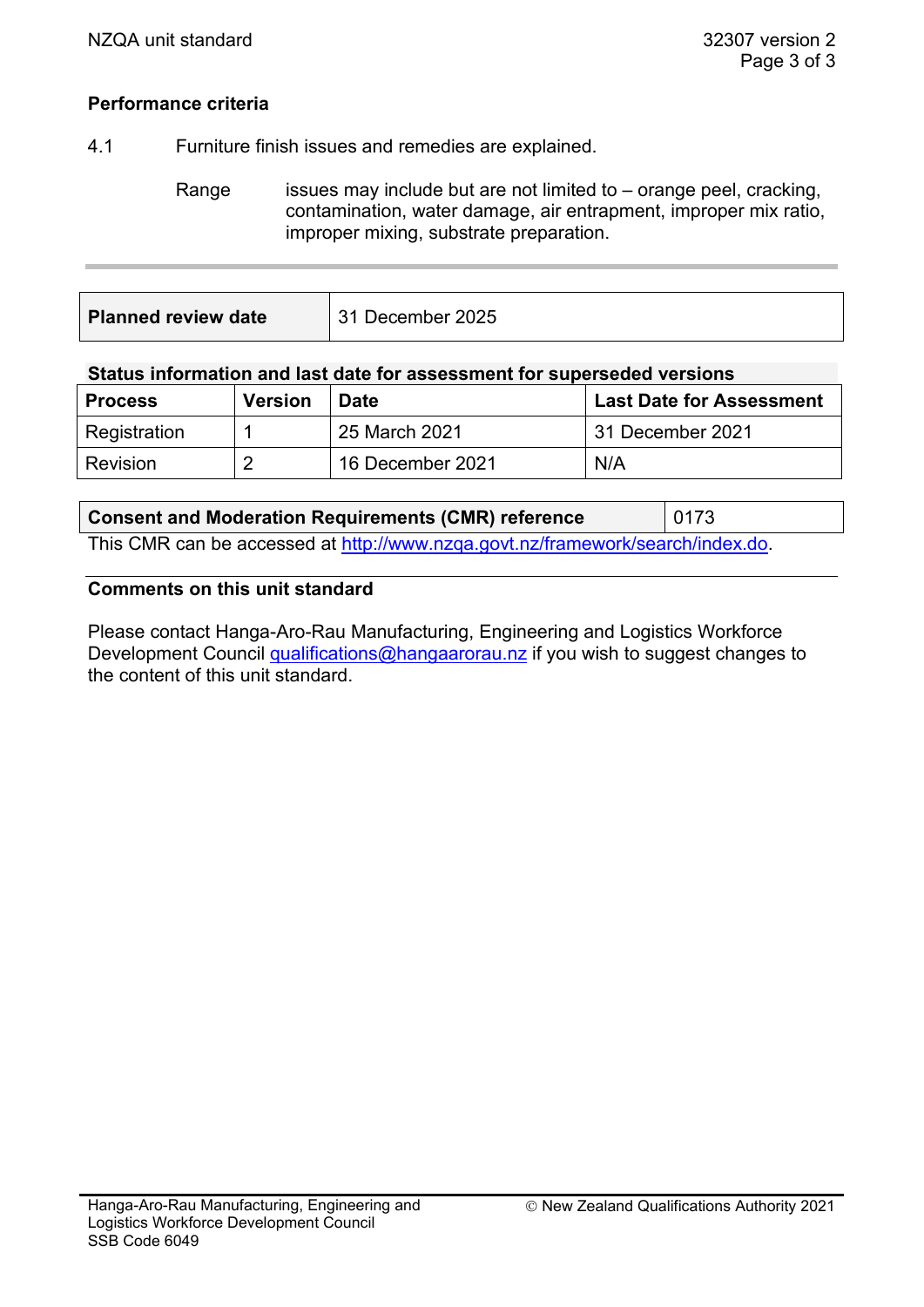**Performance criteria**

4.1 Furniture finish issues and remedies are explained.

Range: issues may include but are not limited to – orange peel, cracking, contamination, water damage, air entrapment, improper mix ratio, improper mixing, substrate preparation.

| | |
|---|---|
| **Planned review date** | 31 December 2025 |

**Status information and last date for assessment for superseded versions**

| Process | Version | Date | Last Date for Assessment |
|---|---|---|---|
| Registration | 1 | 25 March 2021 | 31 December 2021 |
| Revision | 2 | 16 December 2021 | N/A |

| | |
|---|---|
| **Consent and Moderation Requirements (CMR) reference** | 0173 |

This CMR can be accessed at http://www.nzqa.govt.nz/framework/search/index.do.

**Comments on this unit standard**

Please contact Hanga-Aro-Rau Manufacturing, Engineering and Logistics Workforce Development Council qualifications@hangaarorau.nz if you wish to suggest changes to the content of this unit standard.